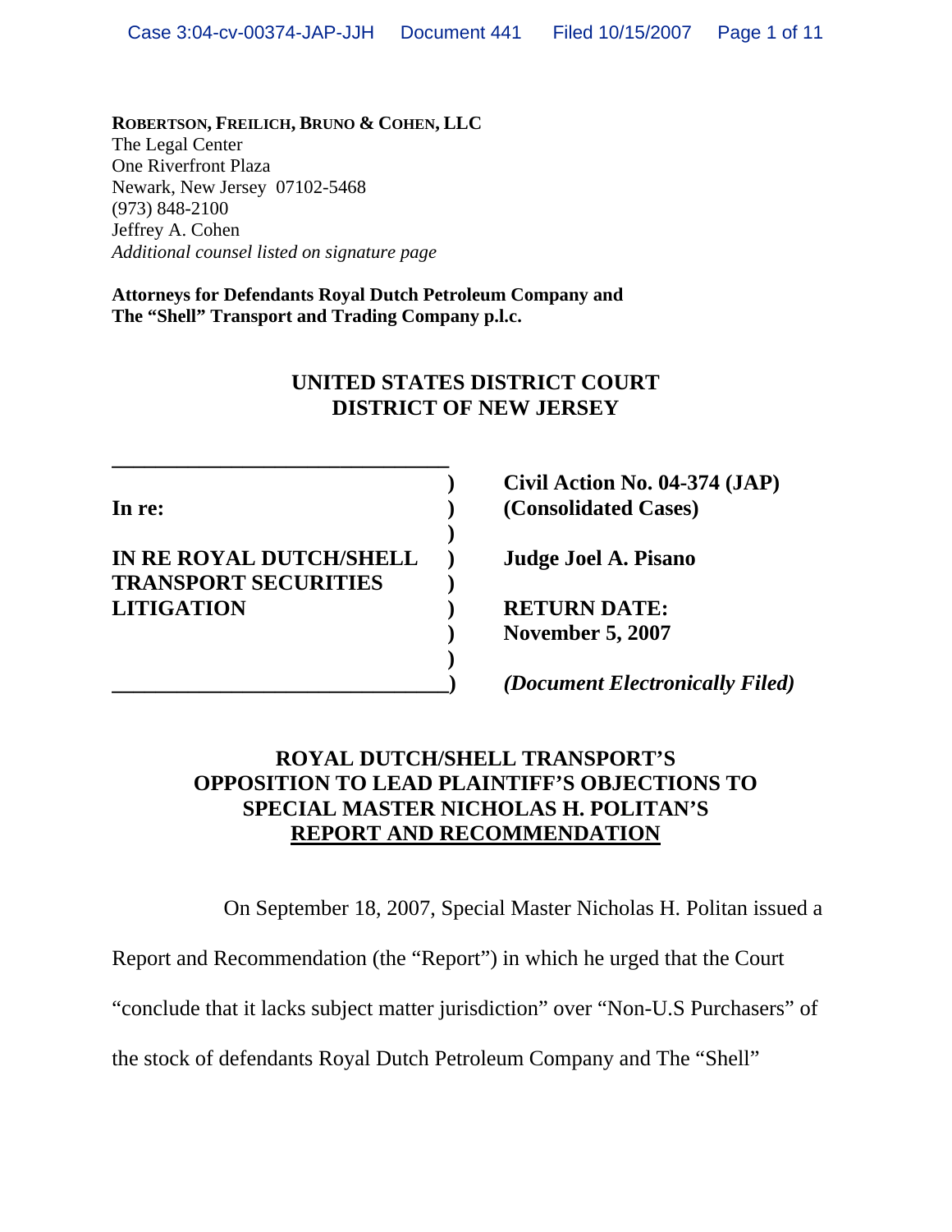**ROBERTSON, FREILICH, BRUNO & COHEN, LLC**
The Legal Center
One Riverfront Plaza
Newark, New Jersey 07102-5468
(973) 848-2100
Jeffrey A. Cohen
*Additional counsel listed on signature page*

**Attorneys for Defendants Royal Dutch Petroleum Company and The "Shell" Transport and Trading Company p.l.c.**

**UNITED STATES DISTRICT COURT**
**DISTRICT OF NEW JERSEY**

| | |
|---|---|
| **In re:** | **Civil Action No. 04-374 (JAP)** **(Consolidated Cases)** |
| **IN RE ROYAL DUTCH/SHELL TRANSPORT SECURITIES LITIGATION** | **Judge Joel A. Pisano** |
| | **RETURN DATE: November 5, 2007** |
| | ***(Document Electronically Filed)*** |

**ROYAL DUTCH/SHELL TRANSPORT'S OPPOSITION TO LEAD PLAINTIFF'S OBJECTIONS TO SPECIAL MASTER NICHOLAS H. POLITAN'S REPORT AND RECOMMENDATION**

On September 18, 2007, Special Master Nicholas H. Politan issued a Report and Recommendation (the "Report") in which he urged that the Court "conclude that it lacks subject matter jurisdiction" over "Non-U.S Purchasers" of the stock of defendants Royal Dutch Petroleum Company and The "Shell"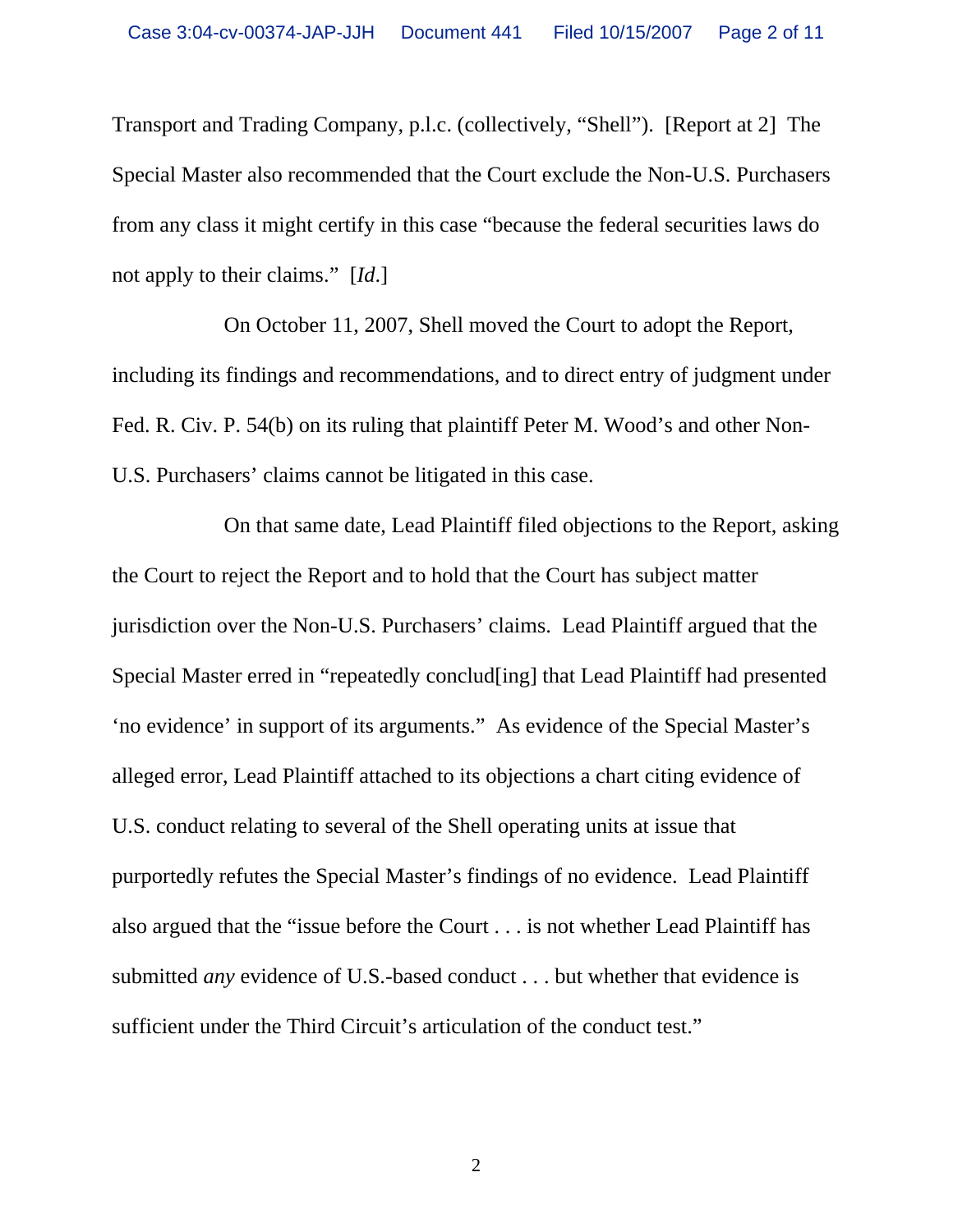Transport and Trading Company, p.l.c. (collectively, "Shell"). [Report at 2] The Special Master also recommended that the Court exclude the Non-U.S. Purchasers from any class it might certify in this case "because the federal securities laws do not apply to their claims." [*Id*.]

On October 11, 2007, Shell moved the Court to adopt the Report, including its findings and recommendations, and to direct entry of judgment under Fed. R. Civ. P. 54(b) on its ruling that plaintiff Peter M. Wood's and other Non-U.S. Purchasers' claims cannot be litigated in this case.

On that same date, Lead Plaintiff filed objections to the Report, asking the Court to reject the Report and to hold that the Court has subject matter jurisdiction over the Non-U.S. Purchasers' claims. Lead Plaintiff argued that the Special Master erred in "repeatedly conclud[ing] that Lead Plaintiff had presented 'no evidence' in support of its arguments." As evidence of the Special Master's alleged error, Lead Plaintiff attached to its objections a chart citing evidence of U.S. conduct relating to several of the Shell operating units at issue that purportedly refutes the Special Master's findings of no evidence. Lead Plaintiff also argued that the "issue before the Court . . . is not whether Lead Plaintiff has submitted *any* evidence of U.S.-based conduct . . . but whether that evidence is sufficient under the Third Circuit's articulation of the conduct test."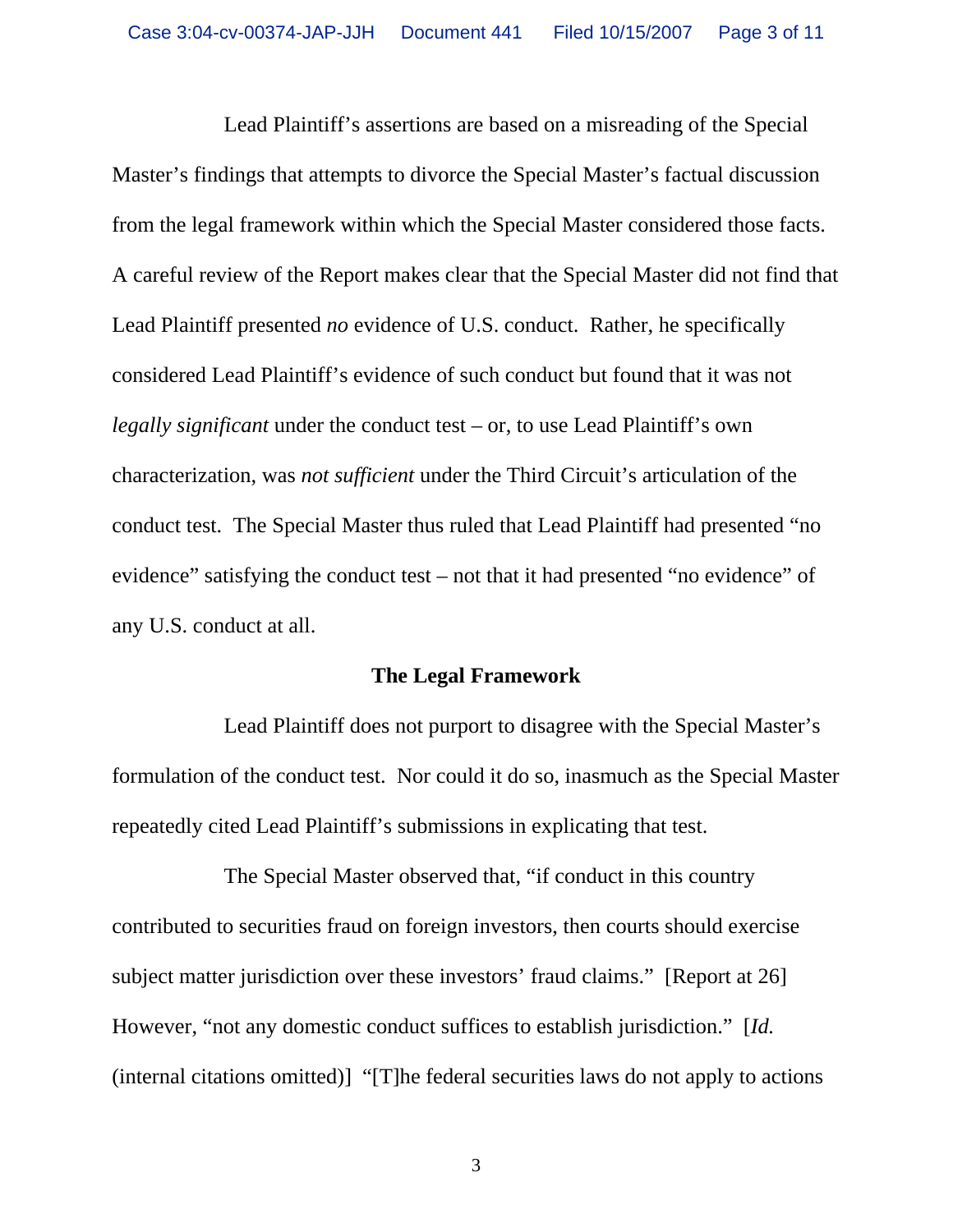Lead Plaintiff's assertions are based on a misreading of the Special Master's findings that attempts to divorce the Special Master's factual discussion from the legal framework within which the Special Master considered those facts. A careful review of the Report makes clear that the Special Master did not find that Lead Plaintiff presented *no* evidence of U.S. conduct. Rather, he specifically considered Lead Plaintiff's evidence of such conduct but found that it was not *legally significant* under the conduct test – or, to use Lead Plaintiff's own characterization, was *not sufficient* under the Third Circuit's articulation of the conduct test. The Special Master thus ruled that Lead Plaintiff had presented "no evidence" satisfying the conduct test – not that it had presented "no evidence" of any U.S. conduct at all.

**The Legal Framework**

Lead Plaintiff does not purport to disagree with the Special Master's formulation of the conduct test. Nor could it do so, inasmuch as the Special Master repeatedly cited Lead Plaintiff's submissions in explicating that test.

The Special Master observed that, "if conduct in this country contributed to securities fraud on foreign investors, then courts should exercise subject matter jurisdiction over these investors' fraud claims." [Report at 26] However, "not any domestic conduct suffices to establish jurisdiction." [*Id.* (internal citations omitted)] "[T]he federal securities laws do not apply to actions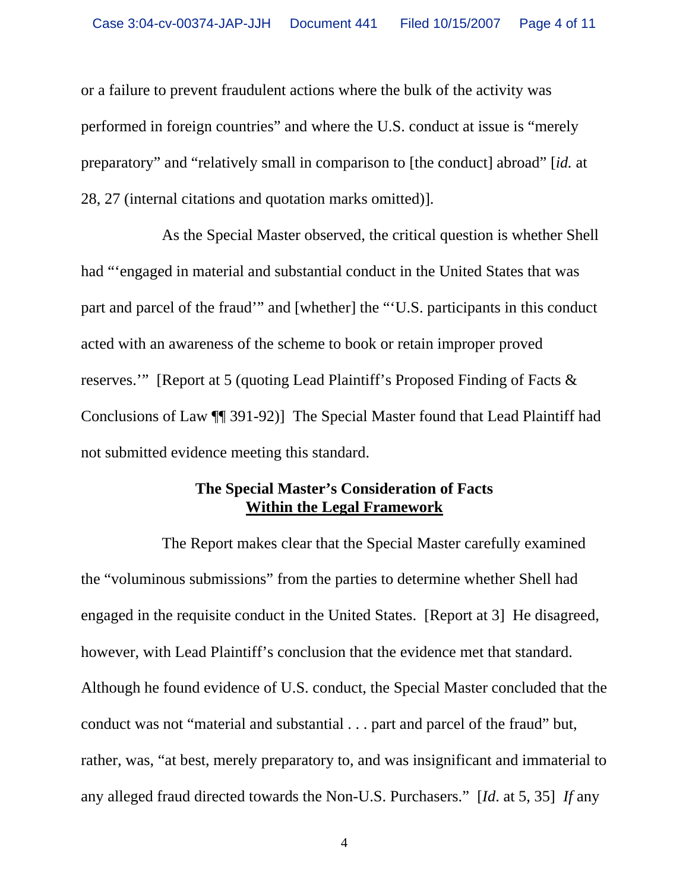or a failure to prevent fraudulent actions where the bulk of the activity was performed in foreign countries" and where the U.S. conduct at issue is "merely preparatory" and "relatively small in comparison to [the conduct] abroad" [*id.* at 28, 27 (internal citations and quotation marks omitted)].

As the Special Master observed, the critical question is whether Shell had "'engaged in material and substantial conduct in the United States that was part and parcel of the fraud'" and [whether] the "'U.S. participants in this conduct acted with an awareness of the scheme to book or retain improper proved reserves.'" [Report at 5 (quoting Lead Plaintiff's Proposed Finding of Facts & Conclusions of Law ¶¶ 391-92)] The Special Master found that Lead Plaintiff had not submitted evidence meeting this standard.

**The Special Master's Consideration of Facts**
**<u>Within the Legal Framework</u>**

The Report makes clear that the Special Master carefully examined the "voluminous submissions" from the parties to determine whether Shell had engaged in the requisite conduct in the United States. [Report at 3] He disagreed, however, with Lead Plaintiff's conclusion that the evidence met that standard. Although he found evidence of U.S. conduct, the Special Master concluded that the conduct was not "material and substantial . . . part and parcel of the fraud" but, rather, was, "at best, merely preparatory to, and was insignificant and immaterial to any alleged fraud directed towards the Non-U.S. Purchasers." [*Id.* at 5, 35] *If* any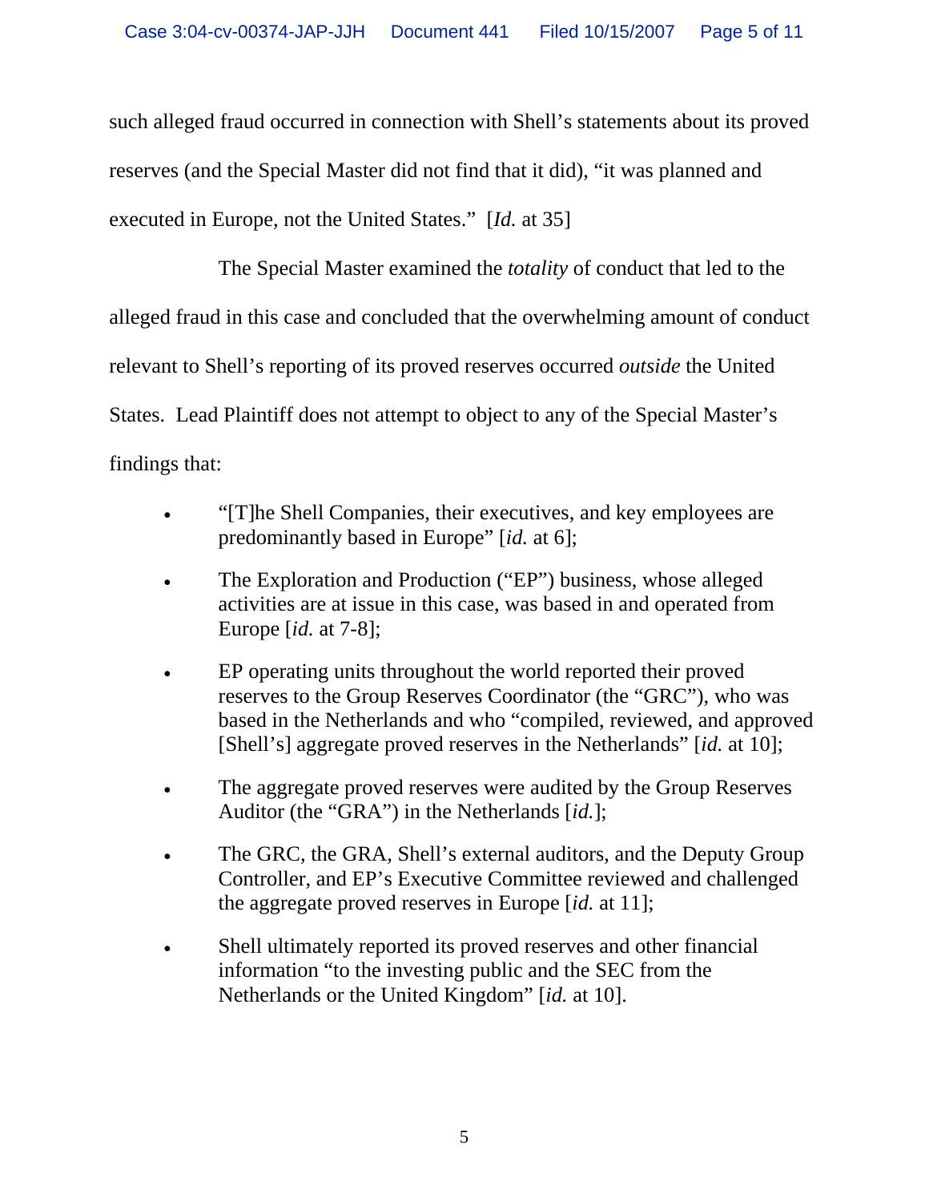such alleged fraud occurred in connection with Shell's statements about its proved reserves (and the Special Master did not find that it did), "it was planned and executed in Europe, not the United States." [*Id.* at 35]

The Special Master examined the *totality* of conduct that led to the alleged fraud in this case and concluded that the overwhelming amount of conduct relevant to Shell's reporting of its proved reserves occurred *outside* the United States. Lead Plaintiff does not attempt to object to any of the Special Master's findings that:

- "[T]he Shell Companies, their executives, and key employees are predominantly based in Europe" [*id.* at 6];
- The Exploration and Production ("EP") business, whose alleged activities are at issue in this case, was based in and operated from Europe [*id.* at 7-8];
- EP operating units throughout the world reported their proved reserves to the Group Reserves Coordinator (the "GRC"), who was based in the Netherlands and who "compiled, reviewed, and approved [Shell's] aggregate proved reserves in the Netherlands" [*id.* at 10];
- The aggregate proved reserves were audited by the Group Reserves Auditor (the "GRA") in the Netherlands [*id.*];
- The GRC, the GRA, Shell's external auditors, and the Deputy Group Controller, and EP's Executive Committee reviewed and challenged the aggregate proved reserves in Europe [*id.* at 11];
- Shell ultimately reported its proved reserves and other financial information "to the investing public and the SEC from the Netherlands or the United Kingdom" [*id.* at 10].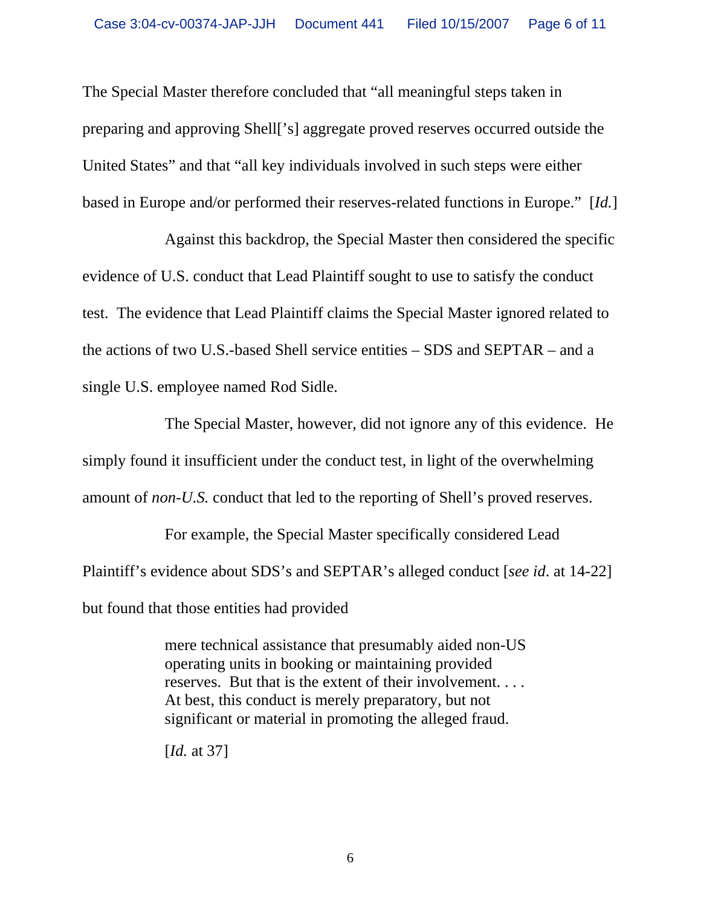The Special Master therefore concluded that "all meaningful steps taken in preparing and approving Shell['s] aggregate proved reserves occurred outside the United States" and that "all key individuals involved in such steps were either based in Europe and/or performed their reserves-related functions in Europe." [*Id.*]

Against this backdrop, the Special Master then considered the specific evidence of U.S. conduct that Lead Plaintiff sought to use to satisfy the conduct test. The evidence that Lead Plaintiff claims the Special Master ignored related to the actions of two U.S.-based Shell service entities – SDS and SEPTAR – and a single U.S. employee named Rod Sidle.

The Special Master, however, did not ignore any of this evidence. He simply found it insufficient under the conduct test, in light of the overwhelming amount of *non-U.S.* conduct that led to the reporting of Shell's proved reserves.

For example, the Special Master specifically considered Lead Plaintiff's evidence about SDS's and SEPTAR's alleged conduct [*see id*. at 14-22] but found that those entities had provided

> mere technical assistance that presumably aided non-US operating units in booking or maintaining provided reserves. But that is the extent of their involvement. . . . At best, this conduct is merely preparatory, but not significant or material in promoting the alleged fraud.
>
> [*Id.* at 37]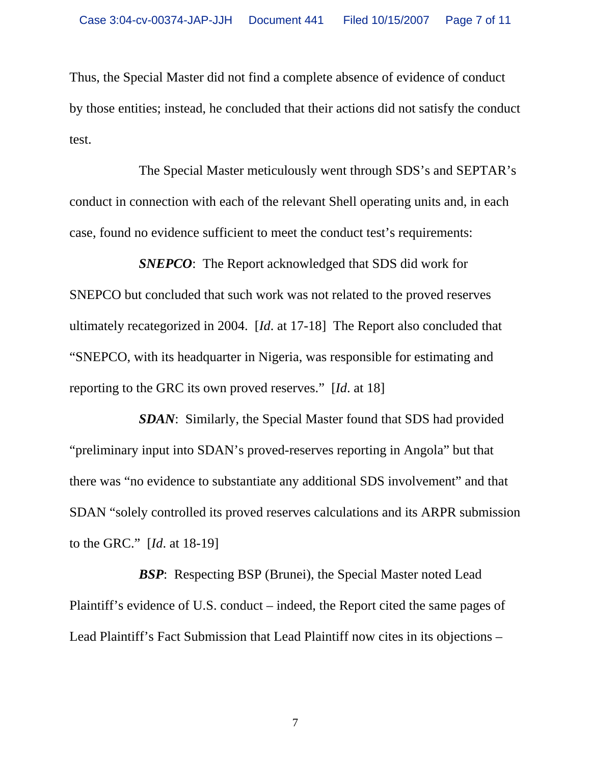Thus, the Special Master did not find a complete absence of evidence of conduct by those entities; instead, he concluded that their actions did not satisfy the conduct test.

The Special Master meticulously went through SDS's and SEPTAR's conduct in connection with each of the relevant Shell operating units and, in each case, found no evidence sufficient to meet the conduct test's requirements:

***SNEPCO***: The Report acknowledged that SDS did work for SNEPCO but concluded that such work was not related to the proved reserves ultimately recategorized in 2004. [*Id*. at 17-18] The Report also concluded that "SNEPCO, with its headquarter in Nigeria, was responsible for estimating and reporting to the GRC its own proved reserves." [*Id*. at 18]

***SDAN***: Similarly, the Special Master found that SDS had provided "preliminary input into SDAN's proved-reserves reporting in Angola" but that there was "no evidence to substantiate any additional SDS involvement" and that SDAN "solely controlled its proved reserves calculations and its ARPR submission to the GRC." [*Id*. at 18-19]

***BSP***: Respecting BSP (Brunei), the Special Master noted Lead Plaintiff's evidence of U.S. conduct – indeed, the Report cited the same pages of Lead Plaintiff's Fact Submission that Lead Plaintiff now cites in its objections –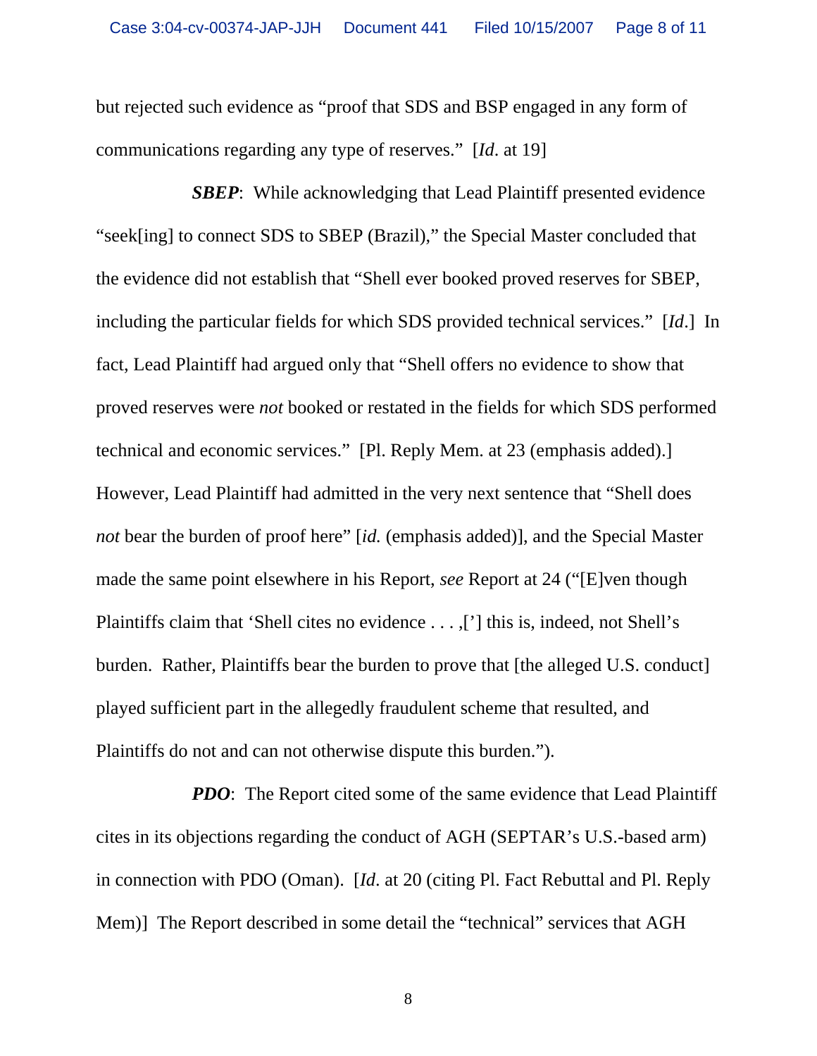but rejected such evidence as "proof that SDS and BSP engaged in any form of communications regarding any type of reserves." [*Id*. at 19]

***SBEP***: While acknowledging that Lead Plaintiff presented evidence "seek[ing] to connect SDS to SBEP (Brazil)," the Special Master concluded that the evidence did not establish that "Shell ever booked proved reserves for SBEP, including the particular fields for which SDS provided technical services." [*Id*.] In fact, Lead Plaintiff had argued only that "Shell offers no evidence to show that proved reserves were *not* booked or restated in the fields for which SDS performed technical and economic services." [Pl. Reply Mem. at 23 (emphasis added).] However, Lead Plaintiff had admitted in the very next sentence that "Shell does *not* bear the burden of proof here" [*id.* (emphasis added)], and the Special Master made the same point elsewhere in his Report, *see* Report at 24 ("[E]ven though Plaintiffs claim that 'Shell cites no evidence . . . ,['] this is, indeed, not Shell's burden. Rather, Plaintiffs bear the burden to prove that [the alleged U.S. conduct] played sufficient part in the allegedly fraudulent scheme that resulted, and Plaintiffs do not and can not otherwise dispute this burden.").

***PDO***: The Report cited some of the same evidence that Lead Plaintiff cites in its objections regarding the conduct of AGH (SEPTAR's U.S.-based arm) in connection with PDO (Oman). [*Id*. at 20 (citing Pl. Fact Rebuttal and Pl. Reply Mem)] The Report described in some detail the "technical" services that AGH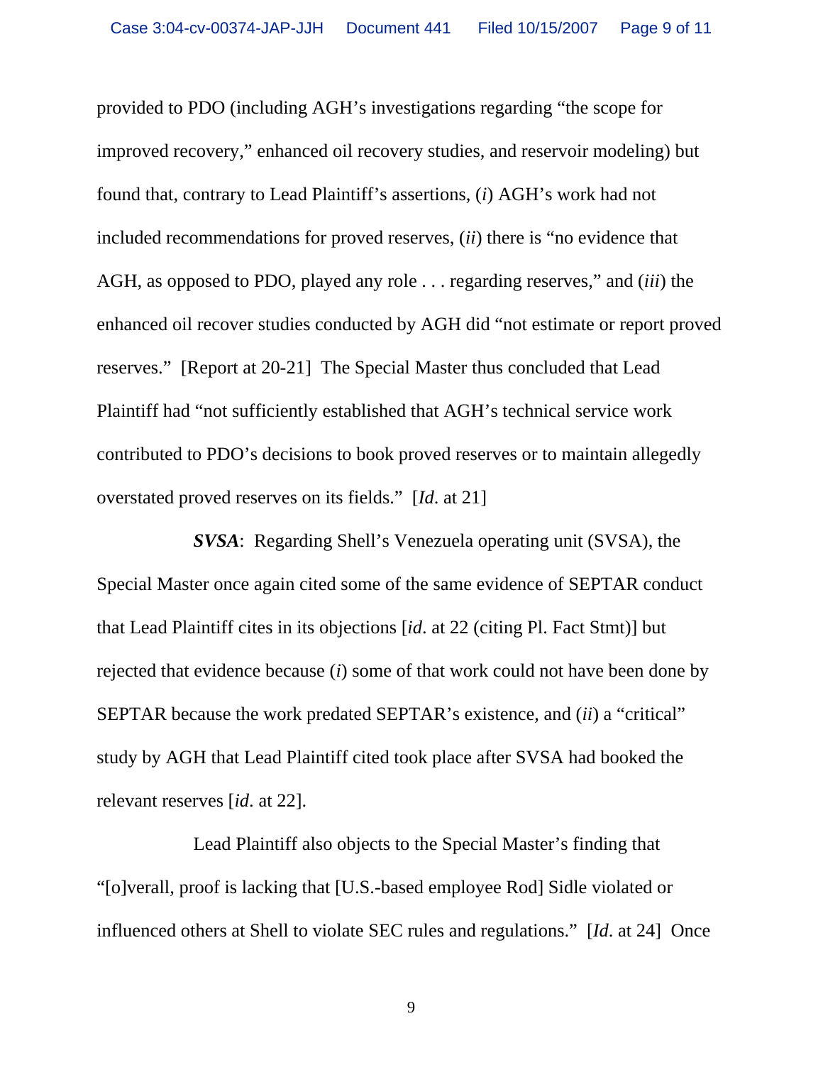provided to PDO (including AGH's investigations regarding "the scope for improved recovery," enhanced oil recovery studies, and reservoir modeling) but found that, contrary to Lead Plaintiff's assertions, (*i*) AGH's work had not included recommendations for proved reserves, (*ii*) there is "no evidence that AGH, as opposed to PDO, played any role . . . regarding reserves," and (*iii*) the enhanced oil recover studies conducted by AGH did "not estimate or report proved reserves." [Report at 20-21] The Special Master thus concluded that Lead Plaintiff had "not sufficiently established that AGH's technical service work contributed to PDO's decisions to book proved reserves or to maintain allegedly overstated proved reserves on its fields." [*Id*. at 21]

***SVSA***: Regarding Shell's Venezuela operating unit (SVSA), the Special Master once again cited some of the same evidence of SEPTAR conduct that Lead Plaintiff cites in its objections [*id*. at 22 (citing Pl. Fact Stmt)] but rejected that evidence because (*i*) some of that work could not have been done by SEPTAR because the work predated SEPTAR's existence, and (*ii*) a "critical" study by AGH that Lead Plaintiff cited took place after SVSA had booked the relevant reserves [*id*. at 22].

Lead Plaintiff also objects to the Special Master's finding that "[o]verall, proof is lacking that [U.S.-based employee Rod] Sidle violated or influenced others at Shell to violate SEC rules and regulations." [*Id*. at 24] Once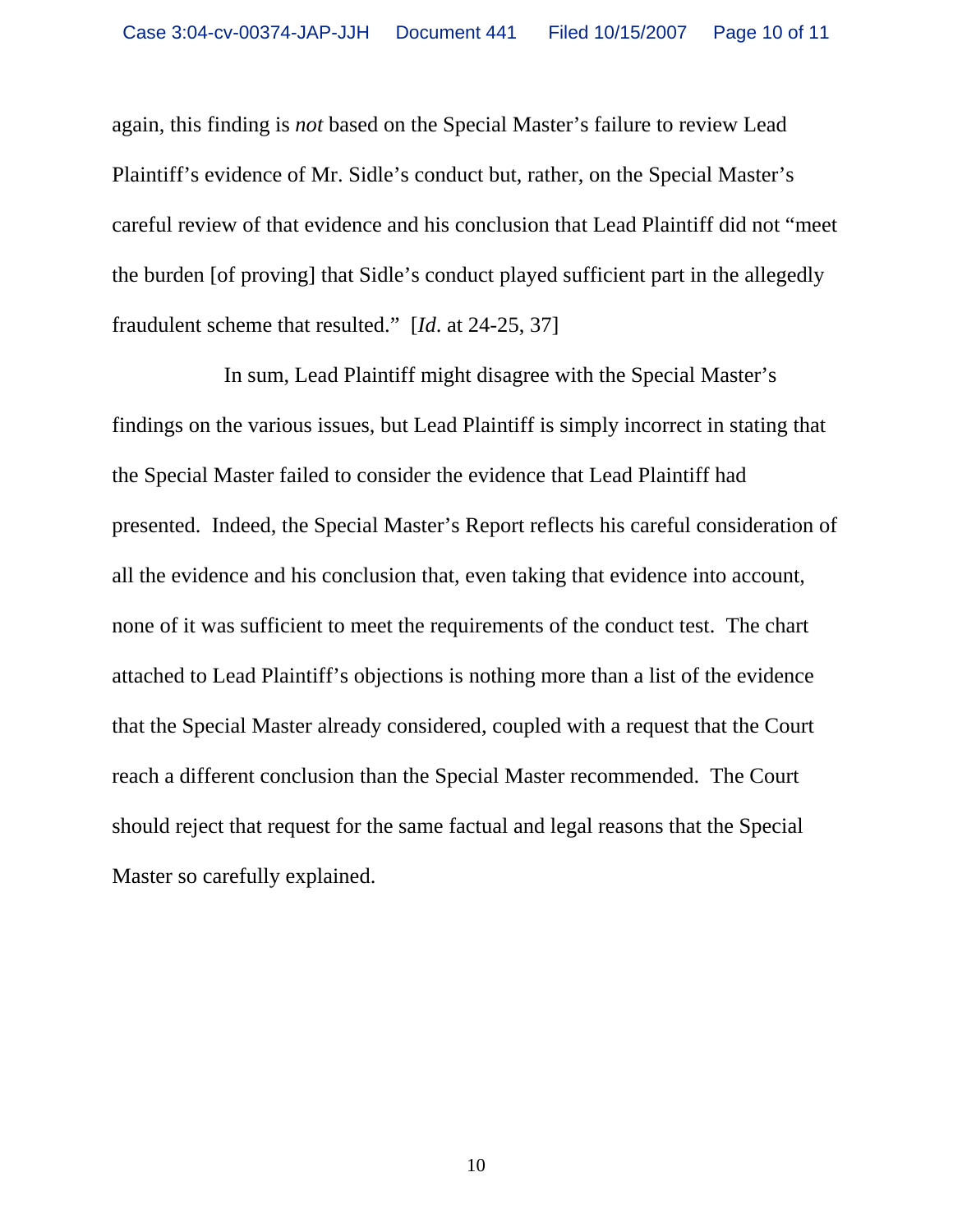again, this finding is *not* based on the Special Master's failure to review Lead Plaintiff's evidence of Mr. Sidle's conduct but, rather, on the Special Master's careful review of that evidence and his conclusion that Lead Plaintiff did not "meet the burden [of proving] that Sidle's conduct played sufficient part in the allegedly fraudulent scheme that resulted." [*Id*. at 24-25, 37]

In sum, Lead Plaintiff might disagree with the Special Master's findings on the various issues, but Lead Plaintiff is simply incorrect in stating that the Special Master failed to consider the evidence that Lead Plaintiff had presented. Indeed, the Special Master's Report reflects his careful consideration of all the evidence and his conclusion that, even taking that evidence into account, none of it was sufficient to meet the requirements of the conduct test. The chart attached to Lead Plaintiff's objections is nothing more than a list of the evidence that the Special Master already considered, coupled with a request that the Court reach a different conclusion than the Special Master recommended. The Court should reject that request for the same factual and legal reasons that the Special Master so carefully explained.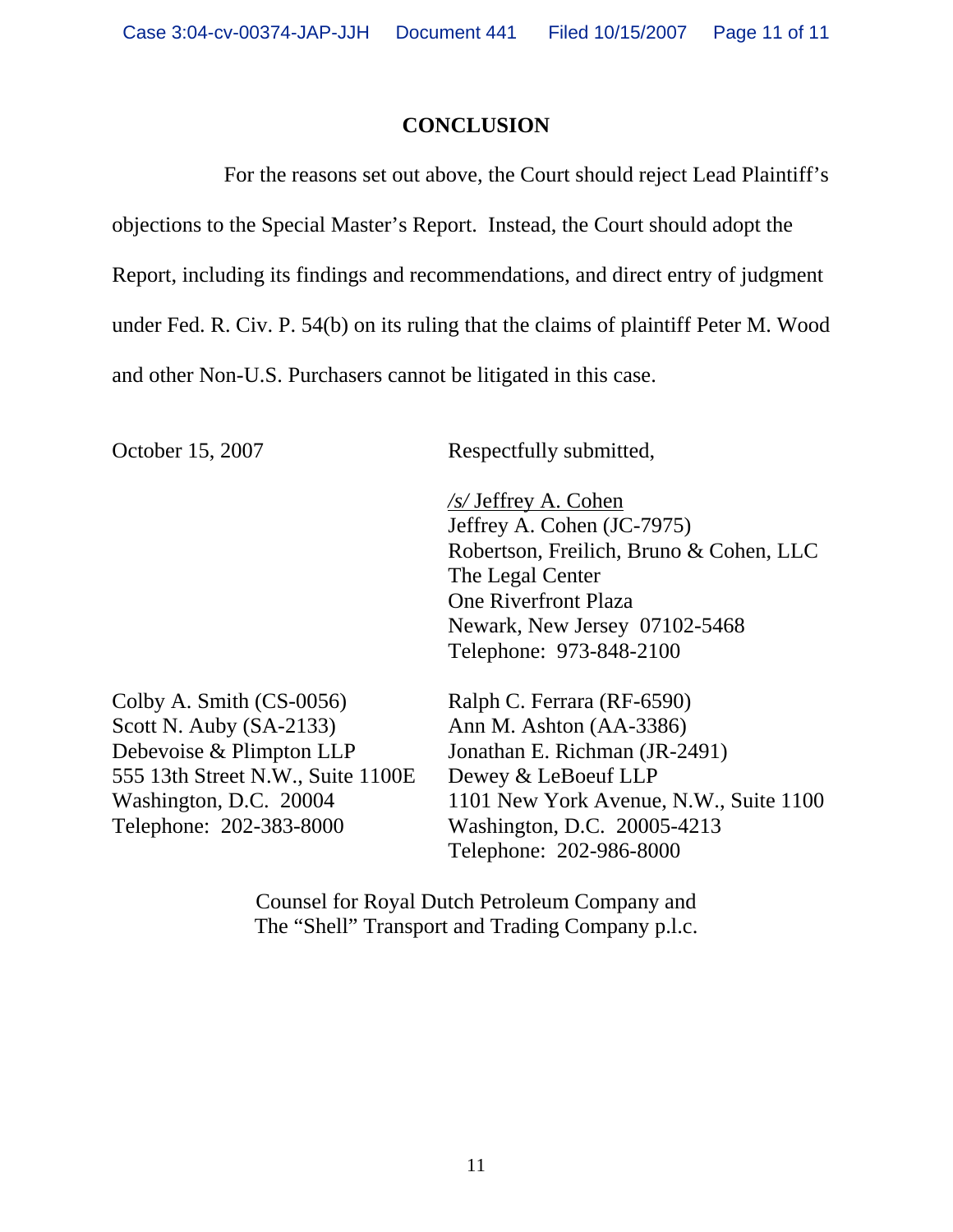## CONCLUSION

For the reasons set out above, the Court should reject Lead Plaintiff's objections to the Special Master's Report. Instead, the Court should adopt the Report, including its findings and recommendations, and direct entry of judgment under Fed. R. Civ. P. 54(b) on its ruling that the claims of plaintiff Peter M. Wood and other Non-U.S. Purchasers cannot be litigated in this case.

October 15, 2007

Respectfully submitted,

*/s/* Jeffrey A. Cohen
Jeffrey A. Cohen (JC-7975)
Robertson, Freilich, Bruno & Cohen, LLC
The Legal Center
One Riverfront Plaza
Newark, New Jersey 07102-5468
Telephone: 973-848-2100

Colby A. Smith (CS-0056)
Scott N. Auby (SA-2133)
Debevoise & Plimpton LLP
555 13th Street N.W., Suite 1100E
Washington, D.C. 20004
Telephone: 202-383-8000

Ralph C. Ferrara (RF-6590)
Ann M. Ashton (AA-3386)
Jonathan E. Richman (JR-2491)
Dewey & LeBoeuf LLP
1101 New York Avenue, N.W., Suite 1100
Washington, D.C. 20005-4213
Telephone: 202-986-8000

Counsel for Royal Dutch Petroleum Company and
The "Shell" Transport and Trading Company p.l.c.